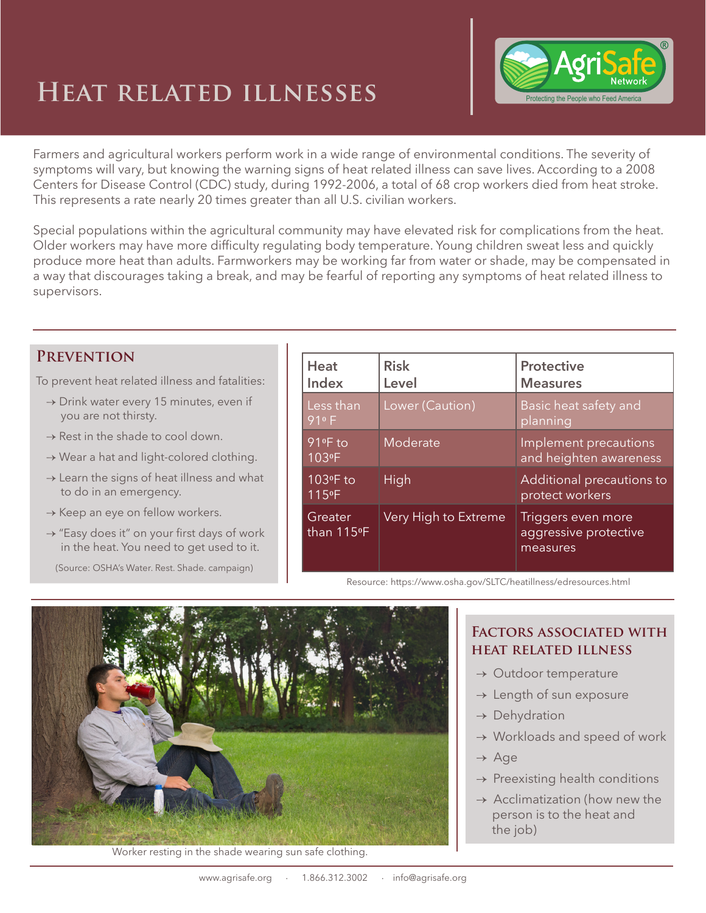# Heat related illnesses

Farmers and agricultural workers perform work in a wide range of environmental conditions. The severity of symptoms will vary, but knowing the warning signs of heat related illness can save lives. According to a 2008 Centers for Disease Control (CDC) study, during 1992-2006, a total of 68 crop workers died from heat stroke. This represents a rate nearly 20 times greater than all U.S. civilian workers.

Special populations within the agricultural community may have elevated risk for complications from the heat. Older workers may have more difficulty regulating body temperature. Young children sweat less and quickly produce more heat than adults. Farmworkers may be working far from water or shade, may be compensated in a way that discourages taking a break, and may be fearful of reporting any symptoms of heat related illness to supervisors.

## Prevention

To prevent heat related illness and fatalities:

- Drink water every 15 minutes, even if you are not thirsty.
- Rest in the shade to cool down.
- Wear a hat and light-colored clothing.
- Learn the signs of heat illness and what to do in an emergency.
- Keep an eye on fellow workers.
- "Easy does it" on your first days of work in the heat. You need to get used to it.

(Source: OSHA's Water. Rest. Shade. campaign)

| Heat Index | Risk Level | Protective Measures |
|---|---|---|
| Less than 91º F | Lower (Caution) | Basic heat safety and planning |
| 91ºF to 103ºF | Moderate | Implement precautions and heighten awareness |
| 103ºF to 115ºF | High | Additional precautions to protect workers |
| Greater than 115ºF | Very High to Extreme | Triggers even more aggressive protective measures |

Resource: https://www.osha.gov/SLTC/heatillness/edresources.html

Worker resting in the shade wearing sun safe clothing.

## Factors associated with heat related illness

- Outdoor temperature
- Length of sun exposure
- Dehydration
- Workloads and speed of work
- Age
- Preexisting health conditions
- Acclimatization (how new the person is to the heat and the job)

www.agrisafe.org · 1.866.312.3002 · info@agrisafe.org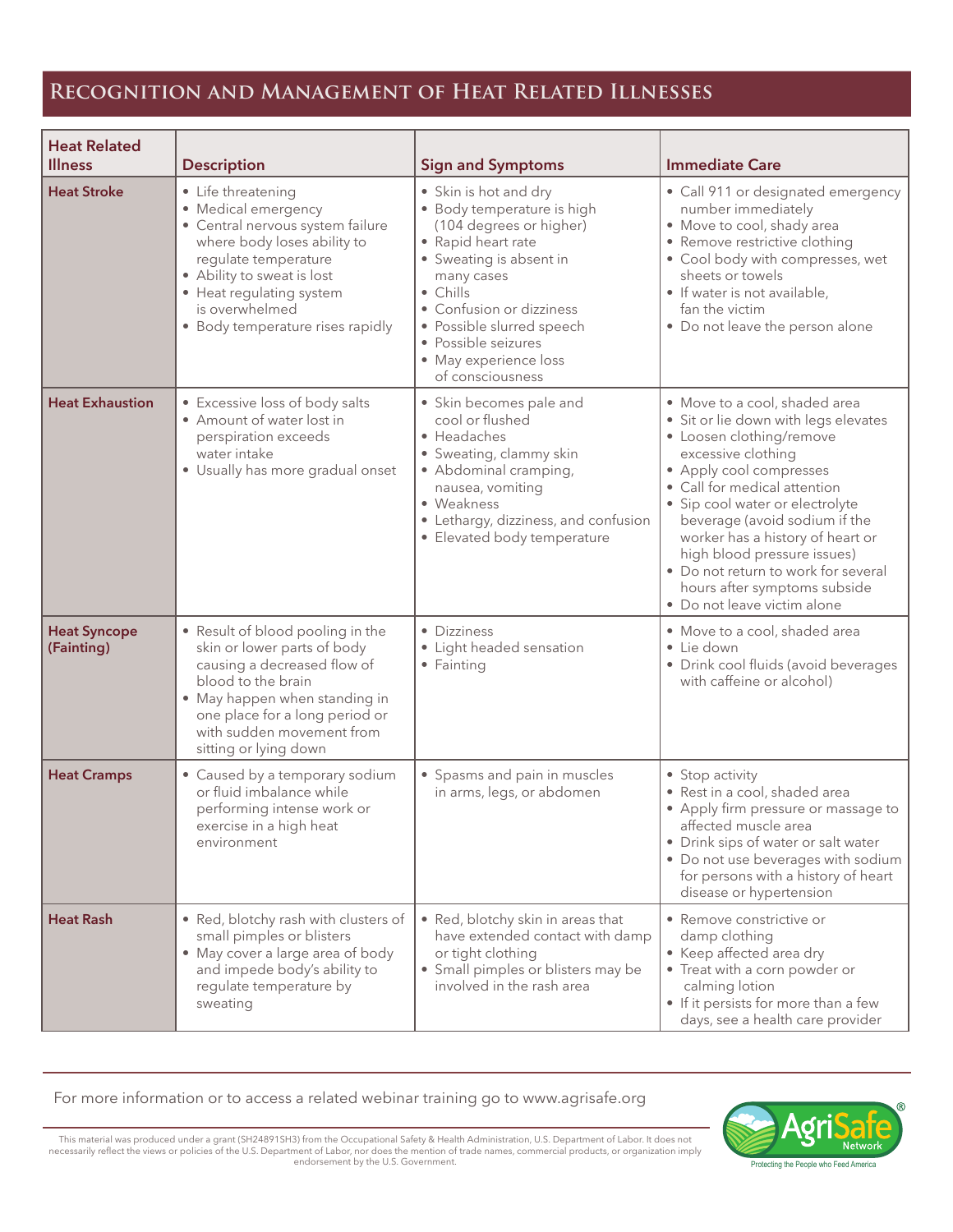# Recognition and Management of Heat Related Illnesses

| Heat Related Illness | Description | Sign and Symptoms | Immediate Care |
|---|---|---|---|
| **Heat Stroke** | • Life threatening<br>• Medical emergency<br>• Central nervous system failure where body loses ability to regulate temperature<br>• Ability to sweat is lost<br>• Heat regulating system is overwhelmed<br>• Body temperature rises rapidly | • Skin is hot and dry<br>• Body temperature is high (104 degrees or higher)<br>• Rapid heart rate<br>• Sweating is absent in many cases<br>• Chills<br>• Confusion or dizziness<br>• Possible slurred speech<br>• Possible seizures<br>• May experience loss of consciousness | • Call 911 or designated emergency number immediately<br>• Move to cool, shady area<br>• Remove restrictive clothing<br>• Cool body with compresses, wet sheets or towels<br>• If water is not available, fan the victim<br>• Do not leave the person alone |
| **Heat Exhaustion** | • Excessive loss of body salts<br>• Amount of water lost in perspiration exceeds water intake<br>• Usually has more gradual onset | • Skin becomes pale and cool or flushed<br>• Headaches<br>• Sweating, clammy skin<br>• Abdominal cramping, nausea, vomiting<br>• Weakness<br>• Lethargy, dizziness, and confusion<br>• Elevated body temperature | • Move to a cool, shaded area<br>• Sit or lie down with legs elevates<br>• Loosen clothing/remove excessive clothing<br>• Apply cool compresses<br>• Call for medical attention<br>• Sip cool water or electrolyte beverage (avoid sodium if the worker has a history of heart or high blood pressure issues)<br>• Do not return to work for several hours after symptoms subside<br>• Do not leave victim alone |
| **Heat Syncope (Fainting)** | • Result of blood pooling in the skin or lower parts of body causing a decreased flow of blood to the brain<br>• May happen when standing in one place for a long period or with sudden movement from sitting or lying down | • Dizziness<br>• Light headed sensation<br>• Fainting | • Move to a cool, shaded area<br>• Lie down<br>• Drink cool fluids (avoid beverages with caffeine or alcohol) |
| **Heat Cramps** | • Caused by a temporary sodium or fluid imbalance while performing intense work or exercise in a high heat environment | • Spasms and pain in muscles in arms, legs, or abdomen | • Stop activity<br>• Rest in a cool, shaded area<br>• Apply firm pressure or massage to affected muscle area<br>• Drink sips of water or salt water<br>• Do not use beverages with sodium for persons with a history of heart disease or hypertension |
| **Heat Rash** | • Red, blotchy rash with clusters of small pimples or blisters<br>• May cover a large area of body and impede body's ability to regulate temperature by sweating | • Red, blotchy skin in areas that have extended contact with damp or tight clothing<br>• Small pimples or blisters may be involved in the rash area | • Remove constrictive or damp clothing<br>• Keep affected area dry<br>• Treat with a corn powder or calming lotion<br>• If it persists for more than a few days, see a health care provider |

For more information or to access a related webinar training go to www.agrisafe.org

This material was produced under a grant (SH24891SH3) from the Occupational Safety & Health Administration, U.S. Department of Labor. It does not necessarily reflect the views or policies of the U.S. Department of Labor, nor does the mention of trade names, commercial products, or organization imply endorsement by the U.S. Government.

AgriSafe Network®

Protecting the People who Feed America